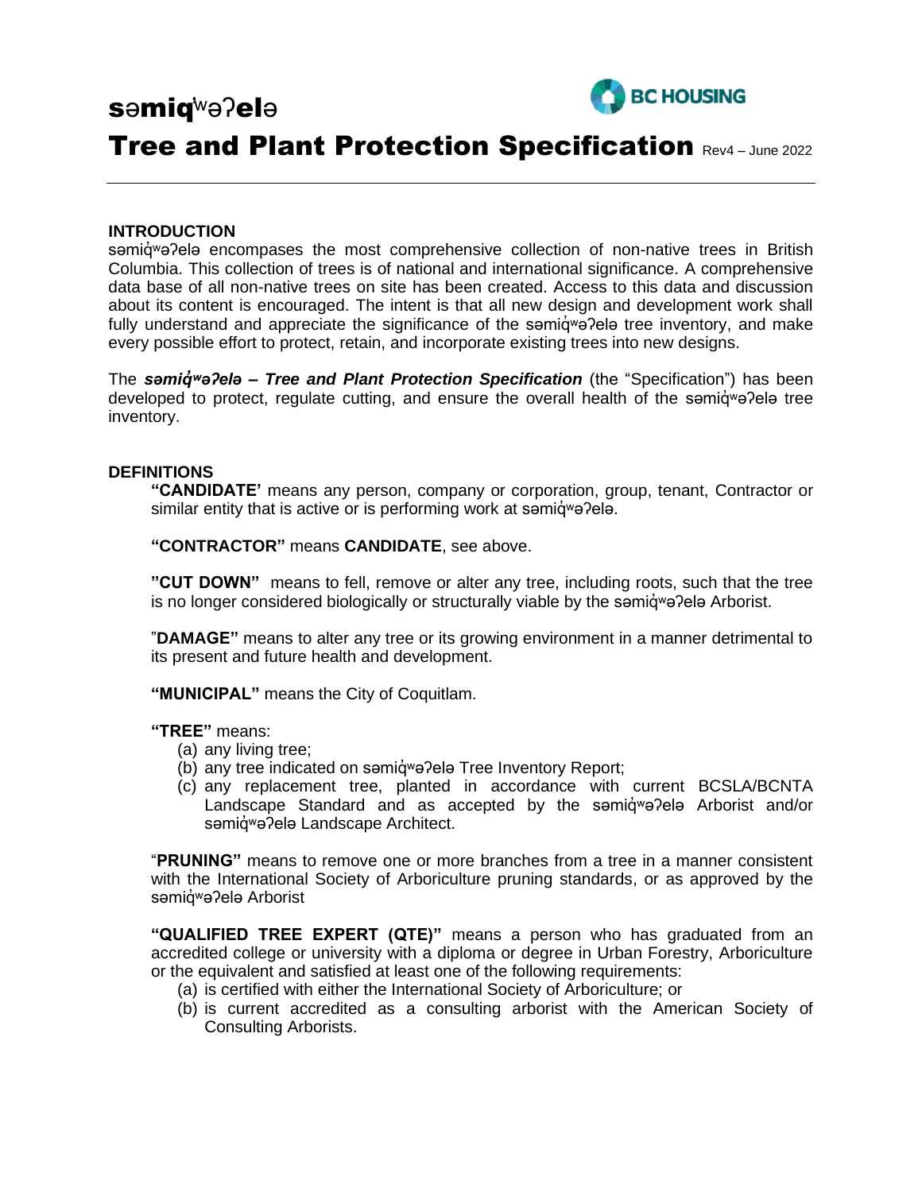# səmiq̓ʷəʔelə

# Tree and Plant Protection Specification Rev4 – June 2022

BC HOUSING

## INTRODUCTION

səmiq̓ʷəʔelə encompases the most comprehensive collection of non-native trees in British Columbia. This collection of trees is of national and international significance. A comprehensive data base of all non-native trees on site has been created. Access to this data and discussion about its content is encouraged. The intent is that all new design and development work shall fully understand and appreciate the significance of the səmiq̓ʷəʔelə tree inventory, and make every possible effort to protect, retain, and incorporate existing trees into new designs.

The ***səmiq̓ʷəʔelə – Tree and Plant Protection Specification*** (the "Specification") has been developed to protect, regulate cutting, and ensure the overall health of the səmiq̓ʷəʔelə tree inventory.

## DEFINITIONS

**"CANDIDATE'** means any person, company or corporation, group, tenant, Contractor or similar entity that is active or is performing work at səmiq̓ʷəʔelə.

**"CONTRACTOR"** means **CANDIDATE**, see above.

**"CUT DOWN"** means to fell, remove or alter any tree, including roots, such that the tree is no longer considered biologically or structurally viable by the səmiq̓ʷəʔelə Arborist.

"**DAMAGE"** means to alter any tree or its growing environment in a manner detrimental to its present and future health and development.

**"MUNICIPAL"** means the City of Coquitlam.

**"TREE"** means:

(a) any living tree;
(b) any tree indicated on səmiq̓ʷəʔelə Tree Inventory Report;
(c) any replacement tree, planted in accordance with current BCSLA/BCNTA Landscape Standard and as accepted by the səmiq̓ʷəʔelə Arborist and/or səmiq̓ʷəʔelə Landscape Architect.

"**PRUNING"** means to remove one or more branches from a tree in a manner consistent with the International Society of Arboriculture pruning standards, or as approved by the səmiq̓ʷəʔelə Arborist

**"QUALIFIED TREE EXPERT (QTE)"** means a person who has graduated from an accredited college or university with a diploma or degree in Urban Forestry, Arboriculture or the equivalent and satisfied at least one of the following requirements:

(a) is certified with either the International Society of Arboriculture; or
(b) is current accredited as a consulting arborist with the American Society of Consulting Arborists.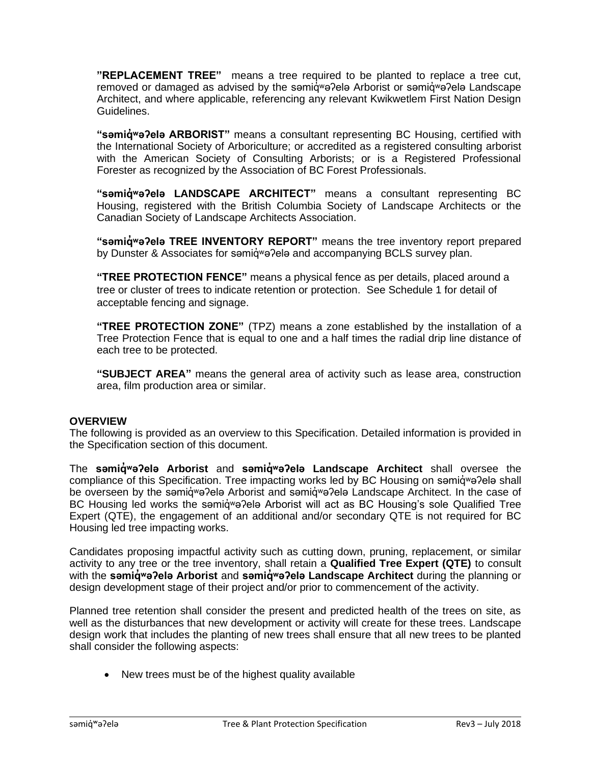**"REPLACEMENT TREE"** means a tree required to be planted to replace a tree cut, removed or damaged as advised by the səmiq̓ʷəʔelə Arborist or səmiq̓ʷəʔelə Landscape Architect, and where applicable, referencing any relevant Kwikwetlem First Nation Design Guidelines.

**"səmiq̓ʷəʔelə ARBORIST"** means a consultant representing BC Housing, certified with the International Society of Arboriculture; or accredited as a registered consulting arborist with the American Society of Consulting Arborists; or is a Registered Professional Forester as recognized by the Association of BC Forest Professionals.

**"səmiq̓ʷəʔelə LANDSCAPE ARCHITECT"** means a consultant representing BC Housing, registered with the British Columbia Society of Landscape Architects or the Canadian Society of Landscape Architects Association.

**"səmiq̓ʷəʔelə TREE INVENTORY REPORT"** means the tree inventory report prepared by Dunster & Associates for səmiq̓ʷəʔelə and accompanying BCLS survey plan.

**"TREE PROTECTION FENCE"** means a physical fence as per details, placed around a tree or cluster of trees to indicate retention or protection. See Schedule 1 for detail of acceptable fencing and signage.

**"TREE PROTECTION ZONE"** (TPZ) means a zone established by the installation of a Tree Protection Fence that is equal to one and a half times the radial drip line distance of each tree to be protected.

**"SUBJECT AREA"** means the general area of activity such as lease area, construction area, film production area or similar.

## OVERVIEW

The following is provided as an overview to this Specification. Detailed information is provided in the Specification section of this document.

The **səmiq̓ʷəʔelə Arborist** and **səmiq̓ʷəʔelə Landscape Architect** shall oversee the compliance of this Specification. Tree impacting works led by BC Housing on səmiq̓ʷəʔelə shall be overseen by the səmiq̓ʷəʔelə Arborist and səmiq̓ʷəʔelə Landscape Architect. In the case of BC Housing led works the səmiq̓ʷəʔelə Arborist will act as BC Housing's sole Qualified Tree Expert (QTE), the engagement of an additional and/or secondary QTE is not required for BC Housing led tree impacting works.

Candidates proposing impactful activity such as cutting down, pruning, replacement, or similar activity to any tree or the tree inventory, shall retain a **Qualified Tree Expert (QTE)** to consult with the **səmiq̓ʷəʔelə Arborist** and **səmiq̓ʷəʔelə Landscape Architect** during the planning or design development stage of their project and/or prior to commencement of the activity.

Planned tree retention shall consider the present and predicted health of the trees on site, as well as the disturbances that new development or activity will create for these trees. Landscape design work that includes the planting of new trees shall ensure that all new trees to be planted shall consider the following aspects:

- New trees must be of the highest quality available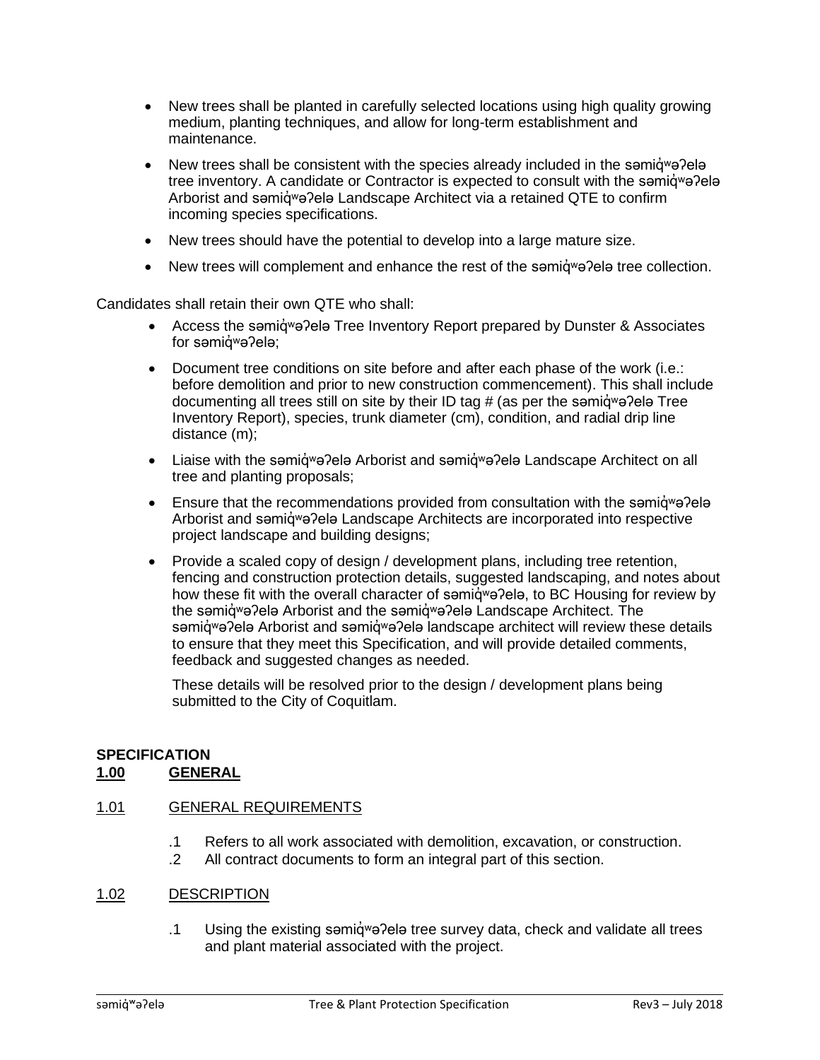- New trees shall be planted in carefully selected locations using high quality growing medium, planting techniques, and allow for long-term establishment and maintenance.
- New trees shall be consistent with the species already included in the səmiq̓ʷəʔelə tree inventory. A candidate or Contractor is expected to consult with the səmiq̓ʷəʔelə Arborist and səmiq̓ʷəʔelə Landscape Architect via a retained QTE to confirm incoming species specifications.
- New trees should have the potential to develop into a large mature size.
- New trees will complement and enhance the rest of the səmiq̓ʷəʔelə tree collection.

Candidates shall retain their own QTE who shall:

- Access the səmiq̓ʷəʔelə Tree Inventory Report prepared by Dunster & Associates for səmiq̓ʷəʔelə;
- Document tree conditions on site before and after each phase of the work (i.e.: before demolition and prior to new construction commencement). This shall include documenting all trees still on site by their ID tag # (as per the səmiq̓ʷəʔelə Tree Inventory Report), species, trunk diameter (cm), condition, and radial drip line distance (m);
- Liaise with the səmiq̓ʷəʔelə Arborist and səmiq̓ʷəʔelə Landscape Architect on all tree and planting proposals;
- Ensure that the recommendations provided from consultation with the səmiq̓ʷəʔelə Arborist and səmiq̓ʷəʔelə Landscape Architects are incorporated into respective project landscape and building designs;
- Provide a scaled copy of design / development plans, including tree retention, fencing and construction protection details, suggested landscaping, and notes about how these fit with the overall character of səmiq̓ʷəʔelə, to BC Housing for review by the səmiq̓ʷəʔelə Arborist and the səmiq̓ʷəʔelə Landscape Architect. The səmiq̓ʷəʔelə Arborist and səmiq̓ʷəʔelə landscape architect will review these details to ensure that they meet this Specification, and will provide detailed comments, feedback and suggested changes as needed.

  These details will be resolved prior to the design / development plans being submitted to the City of Coquitlam.

## SPECIFICATION

## 1.00 GENERAL

### 1.01 GENERAL REQUIREMENTS

.1 Refers to all work associated with demolition, excavation, or construction.

.2 All contract documents to form an integral part of this section.

### 1.02 DESCRIPTION

.1 Using the existing səmiq̓ʷəʔelə tree survey data, check and validate all trees and plant material associated with the project.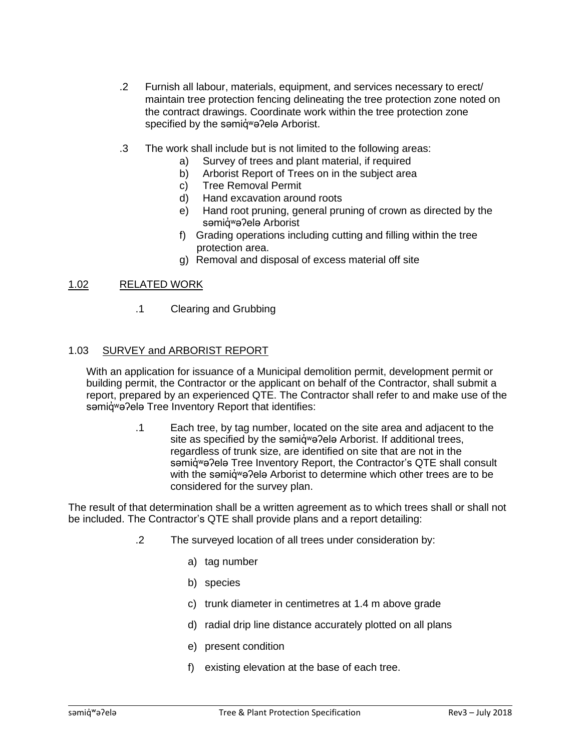.2 Furnish all labour, materials, equipment, and services necessary to erect/ maintain tree protection fencing delineating the tree protection zone noted on the contract drawings. Coordinate work within the tree protection zone specified by the səmiq̓ʷəʔelə Arborist.

.3 The work shall include but is not limited to the following areas:

a) Survey of trees and plant material, if required
b) Arborist Report of Trees on in the subject area
c) Tree Removal Permit
d) Hand excavation around roots
e) Hand root pruning, general pruning of crown as directed by the səmiq̓ʷəʔelə Arborist
f) Grading operations including cutting and filling within the tree protection area.
g) Removal and disposal of excess material off site

## 1.02 RELATED WORK

.1 Clearing and Grubbing

## 1.03 SURVEY and ARBORIST REPORT

With an application for issuance of a Municipal demolition permit, development permit or building permit, the Contractor or the applicant on behalf of the Contractor, shall submit a report, prepared by an experienced QTE. The Contractor shall refer to and make use of the səmiq̓ʷəʔelə Tree Inventory Report that identifies:

.1 Each tree, by tag number, located on the site area and adjacent to the site as specified by the səmiq̓ʷəʔelə Arborist. If additional trees, regardless of trunk size, are identified on site that are not in the səmiq̓ʷəʔelə Tree Inventory Report, the Contractor's QTE shall consult with the səmiq̓ʷəʔelə Arborist to determine which other trees are to be considered for the survey plan.

The result of that determination shall be a written agreement as to which trees shall or shall not be included. The Contractor's QTE shall provide plans and a report detailing:

.2 The surveyed location of all trees under consideration by:

a) tag number

b) species

c) trunk diameter in centimetres at 1.4 m above grade

d) radial drip line distance accurately plotted on all plans

e) present condition

f) existing elevation at the base of each tree.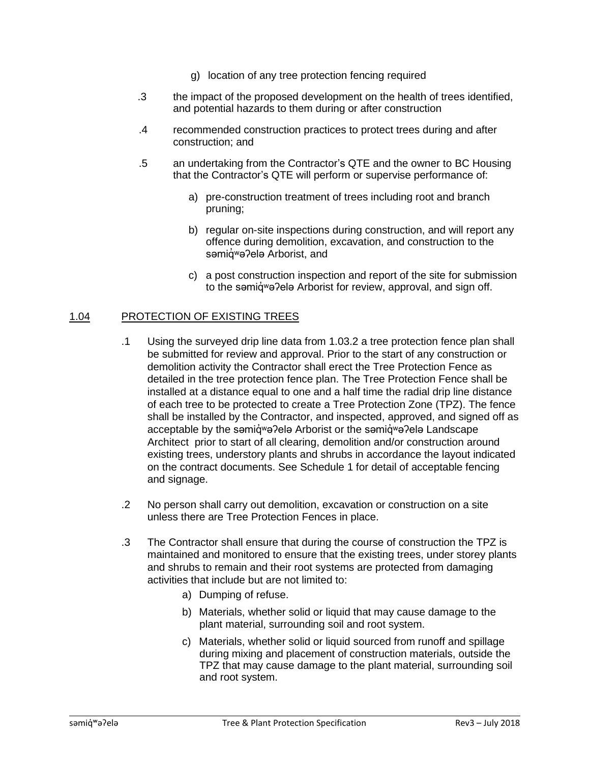g) location of any tree protection fencing required

.3 the impact of the proposed development on the health of trees identified, and potential hazards to them during or after construction

.4 recommended construction practices to protect trees during and after construction; and

.5 an undertaking from the Contractor's QTE and the owner to BC Housing that the Contractor's QTE will perform or supervise performance of:

a) pre-construction treatment of trees including root and branch pruning;

b) regular on-site inspections during construction, and will report any offence during demolition, excavation, and construction to the səmiq̓ʷəʔelə Arborist, and

c) a post construction inspection and report of the site for submission to the səmiq̓ʷəʔelə Arborist for review, approval, and sign off.

## 1.04 PROTECTION OF EXISTING TREES

.1 Using the surveyed drip line data from 1.03.2 a tree protection fence plan shall be submitted for review and approval. Prior to the start of any construction or demolition activity the Contractor shall erect the Tree Protection Fence as detailed in the tree protection fence plan. The Tree Protection Fence shall be installed at a distance equal to one and a half time the radial drip line distance of each tree to be protected to create a Tree Protection Zone (TPZ). The fence shall be installed by the Contractor, and inspected, approved, and signed off as acceptable by the səmiq̓ʷəʔelə Arborist or the səmiq̓ʷəʔelə Landscape Architect prior to start of all clearing, demolition and/or construction around existing trees, understory plants and shrubs in accordance the layout indicated on the contract documents. See Schedule 1 for detail of acceptable fencing and signage.

.2 No person shall carry out demolition, excavation or construction on a site unless there are Tree Protection Fences in place.

.3 The Contractor shall ensure that during the course of construction the TPZ is maintained and monitored to ensure that the existing trees, under storey plants and shrubs to remain and their root systems are protected from damaging activities that include but are not limited to:

a) Dumping of refuse.

b) Materials, whether solid or liquid that may cause damage to the plant material, surrounding soil and root system.

c) Materials, whether solid or liquid sourced from runoff and spillage during mixing and placement of construction materials, outside the TPZ that may cause damage to the plant material, surrounding soil and root system.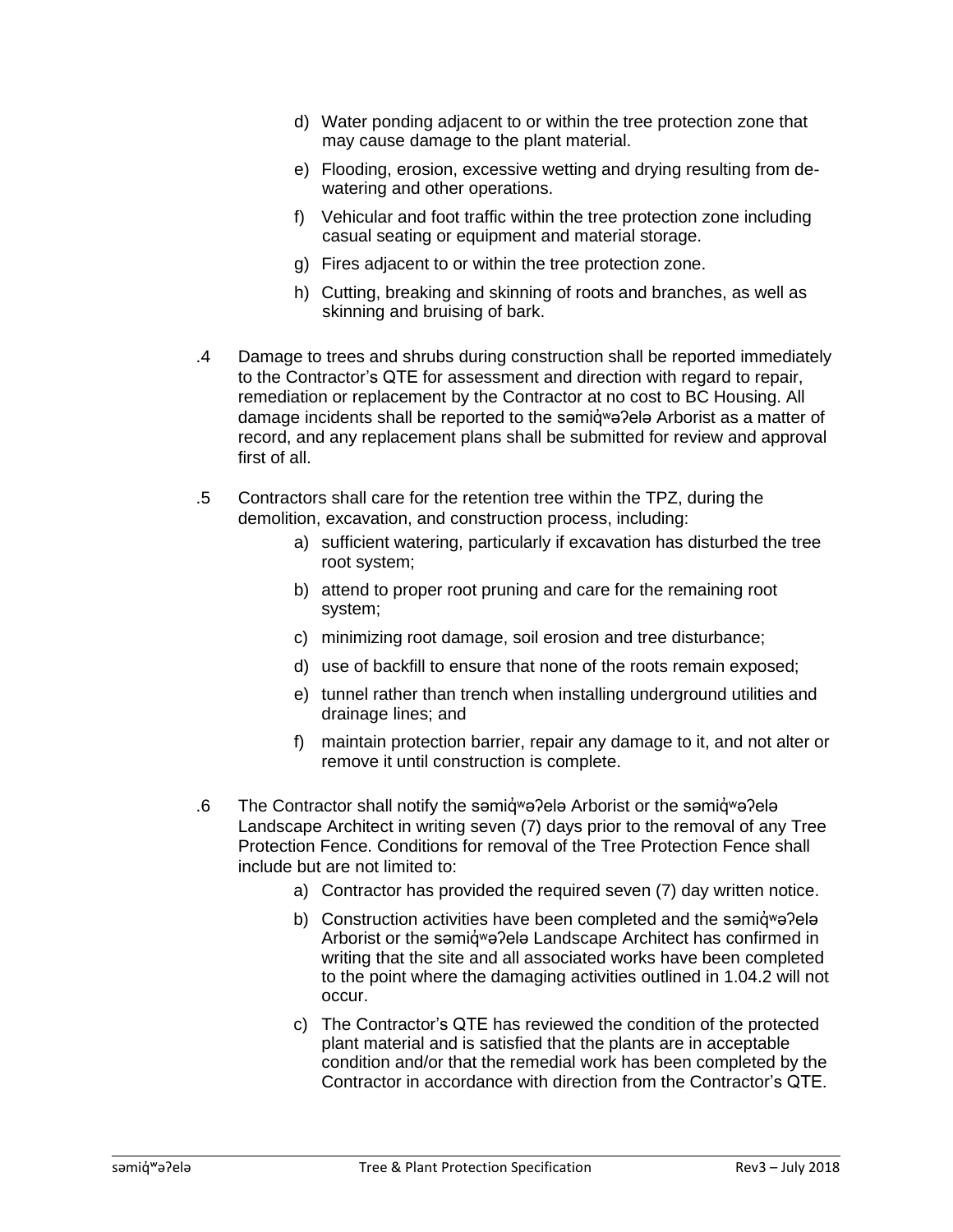d) Water ponding adjacent to or within the tree protection zone that may cause damage to the plant material.

e) Flooding, erosion, excessive wetting and drying resulting from de-watering and other operations.

f) Vehicular and foot traffic within the tree protection zone including casual seating or equipment and material storage.

g) Fires adjacent to or within the tree protection zone.

h) Cutting, breaking and skinning of roots and branches, as well as skinning and bruising of bark.

.4 Damage to trees and shrubs during construction shall be reported immediately to the Contractor's QTE for assessment and direction with regard to repair, remediation or replacement by the Contractor at no cost to BC Housing. All damage incidents shall be reported to the səmiq̓ʷəʔelə Arborist as a matter of record, and any replacement plans shall be submitted for review and approval first of all.

.5 Contractors shall care for the retention tree within the TPZ, during the demolition, excavation, and construction process, including:

a) sufficient watering, particularly if excavation has disturbed the tree root system;

b) attend to proper root pruning and care for the remaining root system;

c) minimizing root damage, soil erosion and tree disturbance;

d) use of backfill to ensure that none of the roots remain exposed;

e) tunnel rather than trench when installing underground utilities and drainage lines; and

f) maintain protection barrier, repair any damage to it, and not alter or remove it until construction is complete.

.6 The Contractor shall notify the səmiq̓ʷəʔelə Arborist or the səmiq̓ʷəʔelə Landscape Architect in writing seven (7) days prior to the removal of any Tree Protection Fence. Conditions for removal of the Tree Protection Fence shall include but are not limited to:

a) Contractor has provided the required seven (7) day written notice.

b) Construction activities have been completed and the səmiq̓ʷəʔelə Arborist or the səmiq̓ʷəʔelə Landscape Architect has confirmed in writing that the site and all associated works have been completed to the point where the damaging activities outlined in 1.04.2 will not occur.

c) The Contractor's QTE has reviewed the condition of the protected plant material and is satisfied that the plants are in acceptable condition and/or that the remedial work has been completed by the Contractor in accordance with direction from the Contractor's QTE.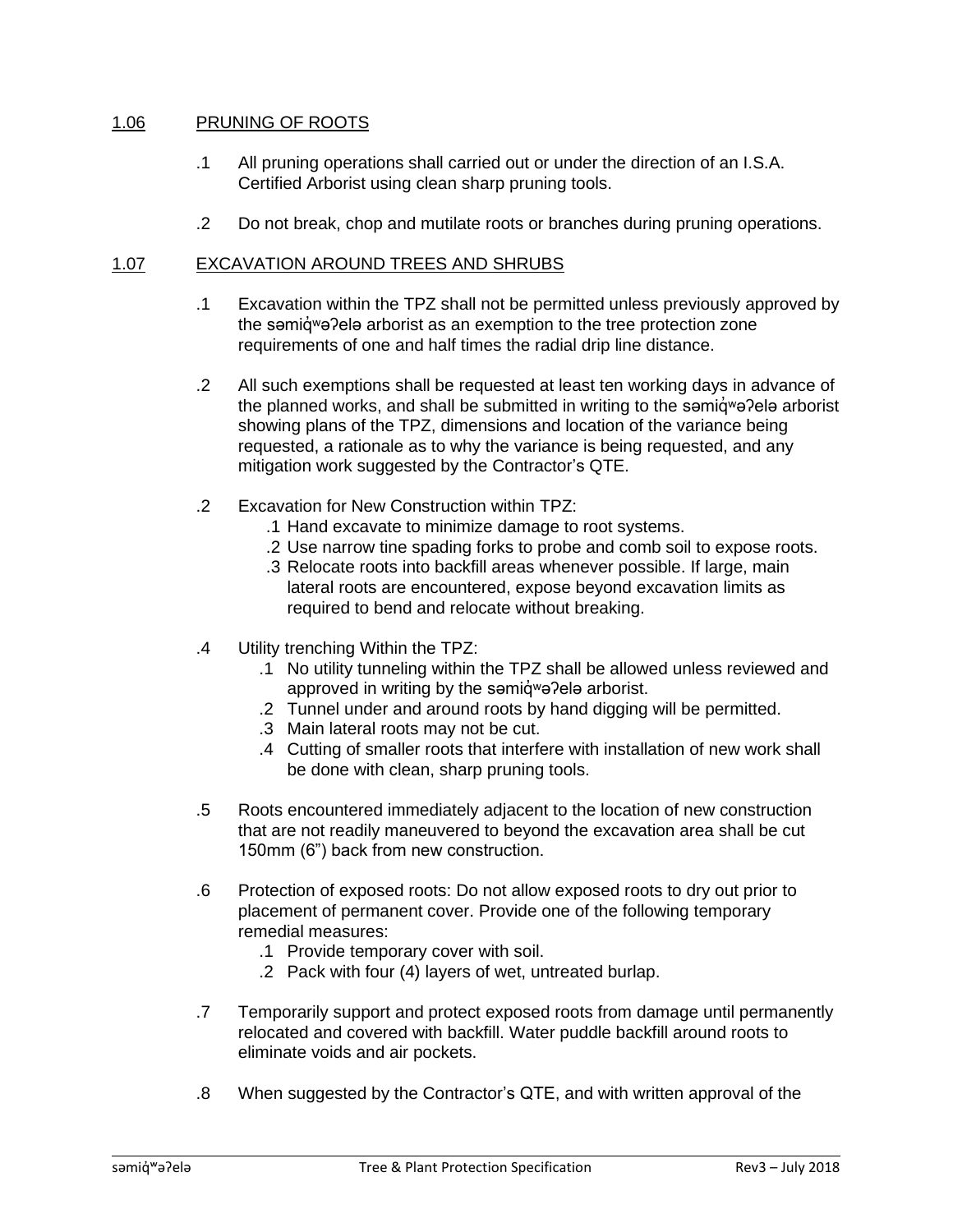## 1.06 PRUNING OF ROOTS

.1 All pruning operations shall carried out or under the direction of an I.S.A. Certified Arborist using clean sharp pruning tools.

.2 Do not break, chop and mutilate roots or branches during pruning operations.

## 1.07 EXCAVATION AROUND TREES AND SHRUBS

.1 Excavation within the TPZ shall not be permitted unless previously approved by the səmiq̓ʷəʔelə arborist as an exemption to the tree protection zone requirements of one and half times the radial drip line distance.

.2 All such exemptions shall be requested at least ten working days in advance of the planned works, and shall be submitted in writing to the səmiq̓ʷəʔelə arborist showing plans of the TPZ, dimensions and location of the variance being requested, a rationale as to why the variance is being requested, and any mitigation work suggested by the Contractor's QTE.

.2 Excavation for New Construction within TPZ:

- .1 Hand excavate to minimize damage to root systems.
- .2 Use narrow tine spading forks to probe and comb soil to expose roots.
- .3 Relocate roots into backfill areas whenever possible. If large, main lateral roots are encountered, expose beyond excavation limits as required to bend and relocate without breaking.

.4 Utility trenching Within the TPZ:

- .1 No utility tunneling within the TPZ shall be allowed unless reviewed and approved in writing by the səmiq̓ʷəʔelə arborist.
- .2 Tunnel under and around roots by hand digging will be permitted.
- .3 Main lateral roots may not be cut.
- .4 Cutting of smaller roots that interfere with installation of new work shall be done with clean, sharp pruning tools.

.5 Roots encountered immediately adjacent to the location of new construction that are not readily maneuvered to beyond the excavation area shall be cut 150mm (6") back from new construction.

.6 Protection of exposed roots: Do not allow exposed roots to dry out prior to placement of permanent cover. Provide one of the following temporary remedial measures:

- .1 Provide temporary cover with soil.
- .2 Pack with four (4) layers of wet, untreated burlap.

.7 Temporarily support and protect exposed roots from damage until permanently relocated and covered with backfill. Water puddle backfill around roots to eliminate voids and air pockets.

.8 When suggested by the Contractor's QTE, and with written approval of the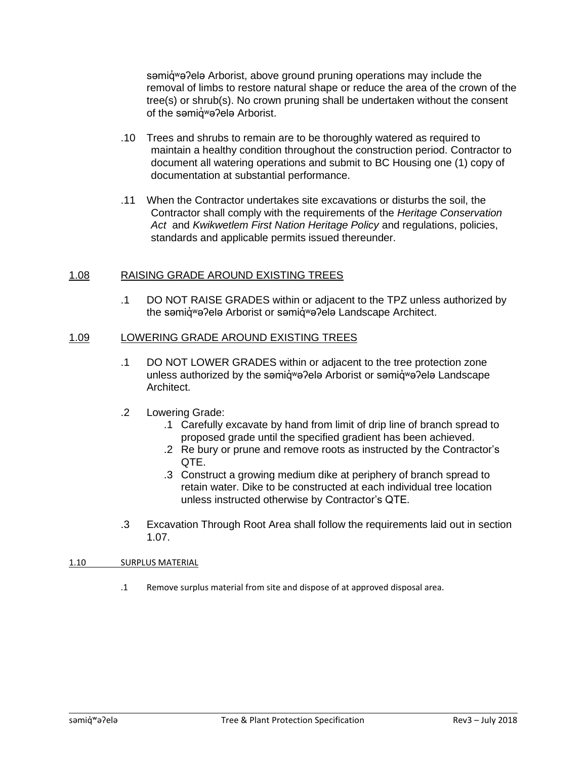səmiq̓ʷəʔelə Arborist, above ground pruning operations may include the removal of limbs to restore natural shape or reduce the area of the crown of the tree(s) or shrub(s). No crown pruning shall be undertaken without the consent of the səmiq̓ʷəʔelə Arborist.

.10 Trees and shrubs to remain are to be thoroughly watered as required to maintain a healthy condition throughout the construction period. Contractor to document all watering operations and submit to BC Housing one (1) copy of documentation at substantial performance.

.11 When the Contractor undertakes site excavations or disturbs the soil, the Contractor shall comply with the requirements of the *Heritage Conservation Act* and *Kwikwetlem First Nation Heritage Policy* and regulations, policies, standards and applicable permits issued thereunder.

## 1.08 RAISING GRADE AROUND EXISTING TREES

.1 DO NOT RAISE GRADES within or adjacent to the TPZ unless authorized by the səmiq̓ʷəʔelə Arborist or səmiq̓ʷəʔelə Landscape Architect.

## 1.09 LOWERING GRADE AROUND EXISTING TREES

.1 DO NOT LOWER GRADES within or adjacent to the tree protection zone unless authorized by the səmiq̓ʷəʔelə Arborist or səmiq̓ʷəʔelə Landscape Architect.

.2 Lowering Grade:

- .1 Carefully excavate by hand from limit of drip line of branch spread to proposed grade until the specified gradient has been achieved.
- .2 Re bury or prune and remove roots as instructed by the Contractor's QTE.
- .3 Construct a growing medium dike at periphery of branch spread to retain water. Dike to be constructed at each individual tree location unless instructed otherwise by Contractor's QTE.

.3 Excavation Through Root Area shall follow the requirements laid out in section 1.07.

## 1.10 SURPLUS MATERIAL

.1 Remove surplus material from site and dispose of at approved disposal area.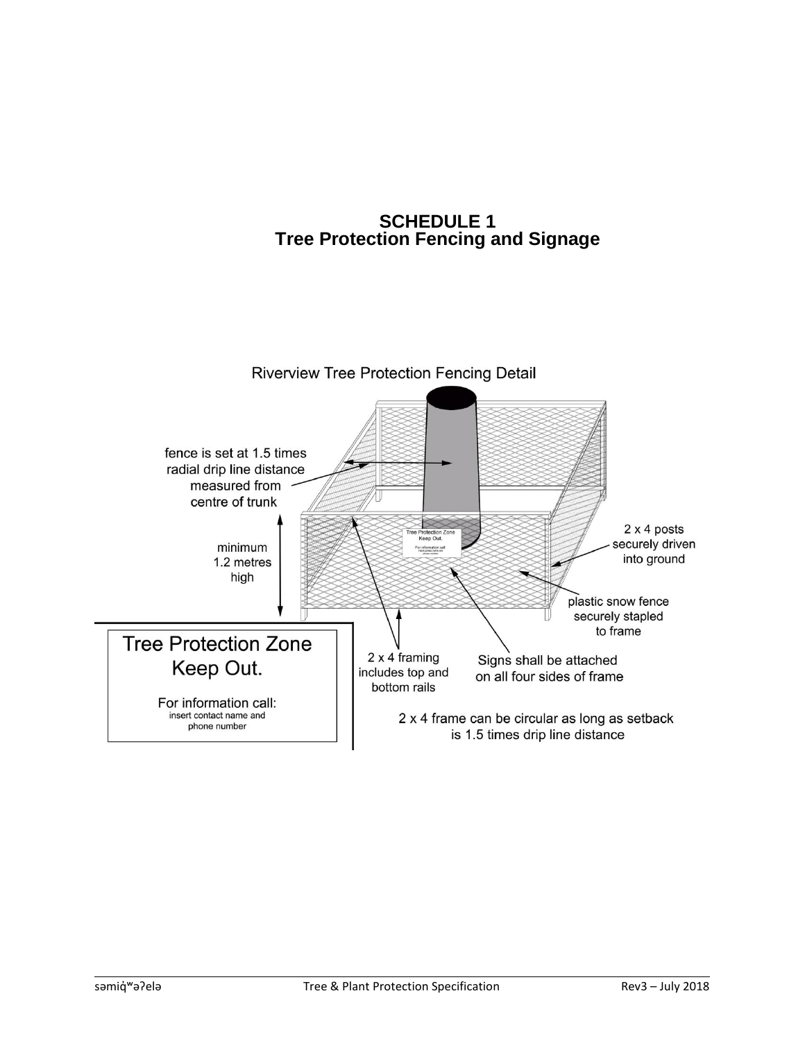## SCHEDULE 1
## Tree Protection Fencing and Signage

Riverview Tree Protection Fencing Detail

fence is set at 1.5 times radial drip line distance measured from centre of trunk

minimum 1.2 metres high

2 x 4 posts securely driven into ground

plastic snow fence securely stapled to frame

2 x 4 framing includes top and bottom rails

Signs shall be attached on all four sides of frame

2 x 4 frame can be circular as long as setback is 1.5 times drip line distance

Tree Protection Zone
Keep Out.

For information call:
insert contact name and phone number